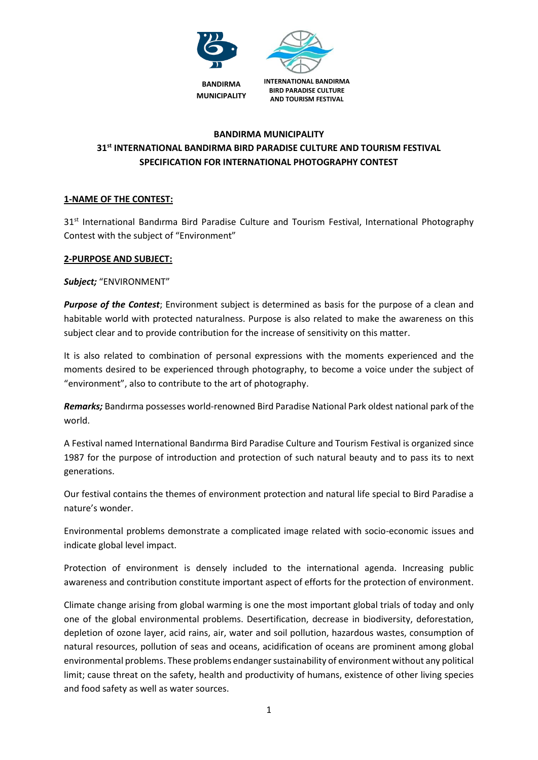BANDIRMA MUNICIPALITY

INTERNATIONAL BANDIRMA BIRD PARADISE CULTURE AND TOURISM FESTIVAL

# BANDIRMA MUNICIPALITY
# 31st INTERNATIONAL BANDIRMA BIRD PARADISE CULTURE AND TOURISM FESTIVAL
# SPECIFICATION FOR INTERNATIONAL PHOTOGRAPHY CONTEST

## 1-NAME OF THE CONTEST:

31st International Bandırma Bird Paradise Culture and Tourism Festival, International Photography Contest with the subject of "Environment"

## 2-PURPOSE AND SUBJECT:

***Subject;*** "ENVIRONMENT"

***Purpose of the Contest***; Environment subject is determined as basis for the purpose of a clean and habitable world with protected naturalness. Purpose is also related to make the awareness on this subject clear and to provide contribution for the increase of sensitivity on this matter.

It is also related to combination of personal expressions with the moments experienced and the moments desired to be experienced through photography, to become a voice under the subject of "environment", also to contribute to the art of photography.

***Remarks;*** Bandırma possesses world-renowned Bird Paradise National Park oldest national park of the world.

A Festival named International Bandırma Bird Paradise Culture and Tourism Festival is organized since 1987 for the purpose of introduction and protection of such natural beauty and to pass its to next generations.

Our festival contains the themes of environment protection and natural life special to Bird Paradise a nature's wonder.

Environmental problems demonstrate a complicated image related with socio-economic issues and indicate global level impact.

Protection of environment is densely included to the international agenda. Increasing public awareness and contribution constitute important aspect of efforts for the protection of environment.

Climate change arising from global warming is one the most important global trials of today and only one of the global environmental problems. Desertification, decrease in biodiversity, deforestation, depletion of ozone layer, acid rains, air, water and soil pollution, hazardous wastes, consumption of natural resources, pollution of seas and oceans, acidification of oceans are prominent among global environmental problems. These problems endanger sustainability of environment without any political limit; cause threat on the safety, health and productivity of humans, existence of other living species and food safety as well as water sources.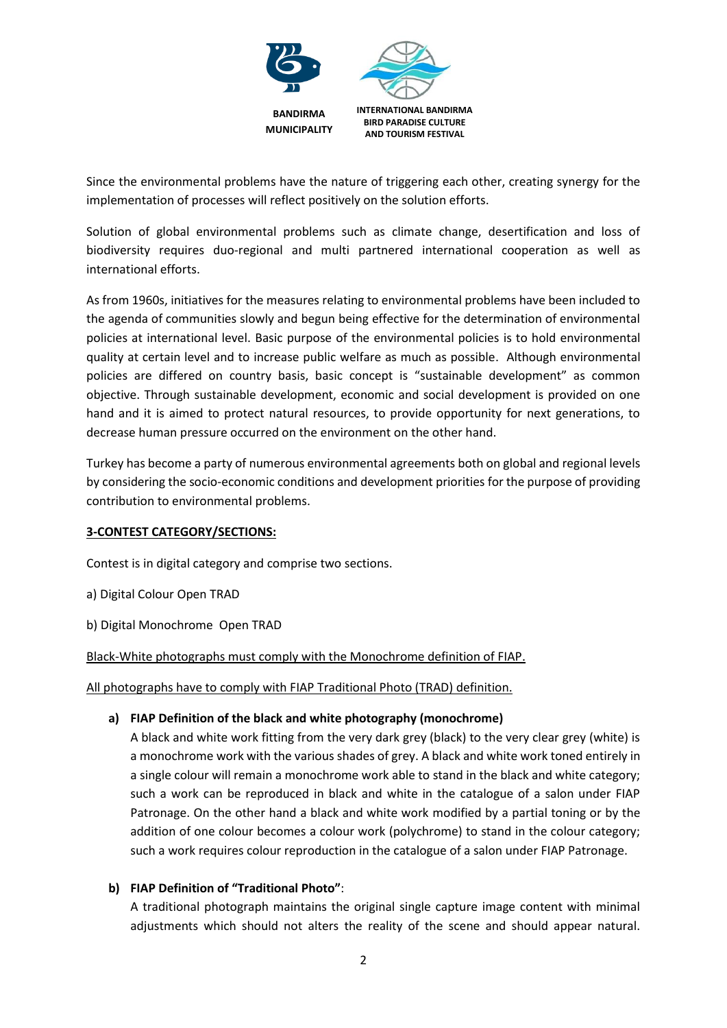Since the environmental problems have the nature of triggering each other, creating synergy for the implementation of processes will reflect positively on the solution efforts.

Solution of global environmental problems such as climate change, desertification and loss of biodiversity requires duo-regional and multi partnered international cooperation as well as international efforts.

As from 1960s, initiatives for the measures relating to environmental problems have been included to the agenda of communities slowly and begun being effective for the determination of environmental policies at international level. Basic purpose of the environmental policies is to hold environmental quality at certain level and to increase public welfare as much as possible. Although environmental policies are differed on country basis, basic concept is "sustainable development" as common objective. Through sustainable development, economic and social development is provided on one hand and it is aimed to protect natural resources, to provide opportunity for next generations, to decrease human pressure occurred on the environment on the other hand.

Turkey has become a party of numerous environmental agreements both on global and regional levels by considering the socio-economic conditions and development priorities for the purpose of providing contribution to environmental problems.

## 3-CONTEST CATEGORY/SECTIONS:

Contest is in digital category and comprise two sections.

a) Digital Colour Open TRAD

b) Digital Monochrome Open TRAD

Black-White photographs must comply with the Monochrome definition of FIAP.

All photographs have to comply with FIAP Traditional Photo (TRAD) definition.

**a) FIAP Definition of the black and white photography (monochrome)**

A black and white work fitting from the very dark grey (black) to the very clear grey (white) is a monochrome work with the various shades of grey. A black and white work toned entirely in a single colour will remain a monochrome work able to stand in the black and white category; such a work can be reproduced in black and white in the catalogue of a salon under FIAP Patronage. On the other hand a black and white work modified by a partial toning or by the addition of one colour becomes a colour work (polychrome) to stand in the colour category; such a work requires colour reproduction in the catalogue of a salon under FIAP Patronage.

**b) FIAP Definition of "Traditional Photo"**:

A traditional photograph maintains the original single capture image content with minimal adjustments which should not alters the reality of the scene and should appear natural.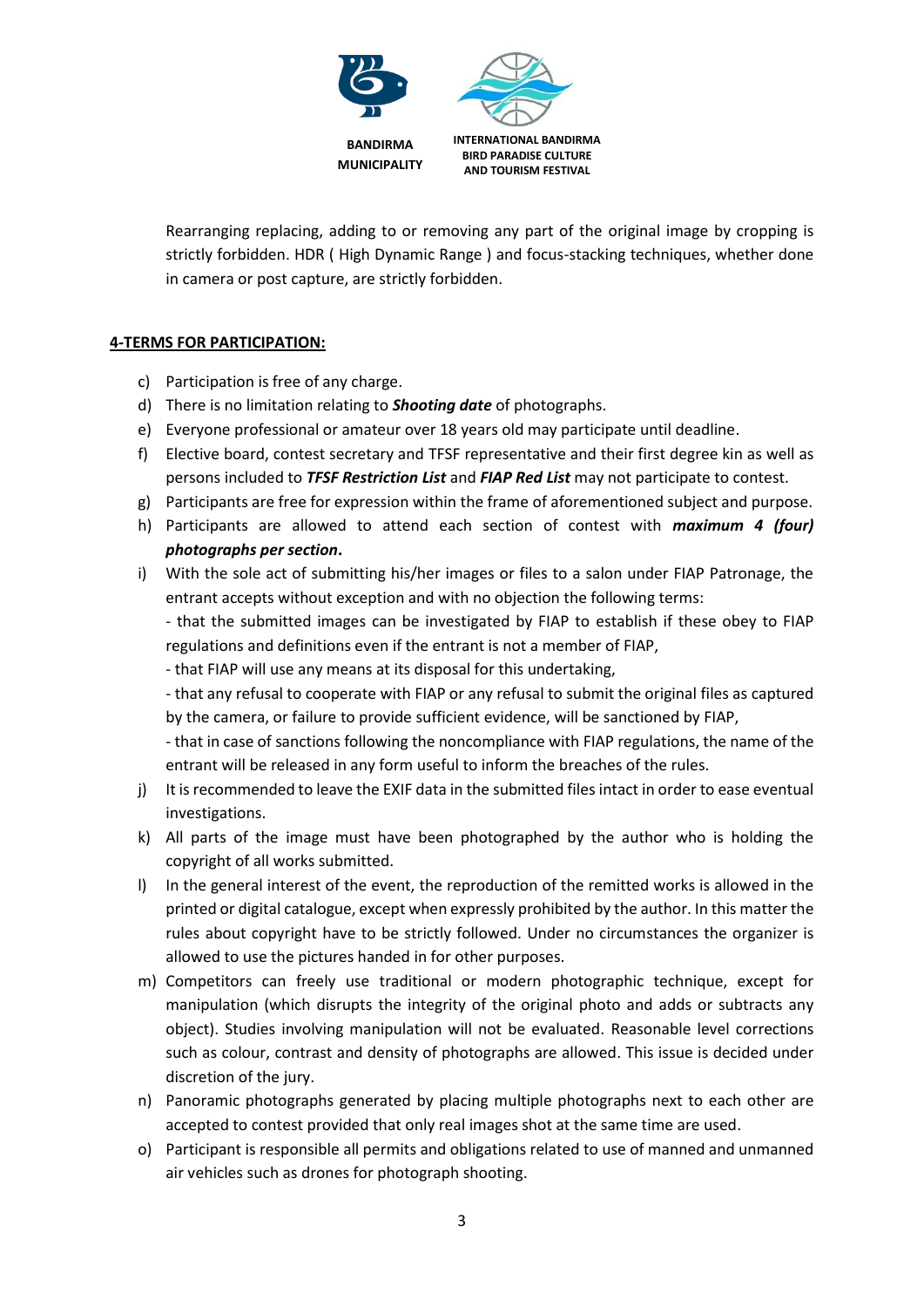Rearranging replacing, adding to or removing any part of the original image by cropping is strictly forbidden. HDR ( High Dynamic Range ) and focus-stacking techniques, whether done in camera or post capture, are strictly forbidden.

**4-TERMS FOR PARTICIPATION:**

c) Participation is free of any charge.

d) There is no limitation relating to ***Shooting date*** of photographs.

e) Everyone professional or amateur over 18 years old may participate until deadline.

f) Elective board, contest secretary and TFSF representative and their first degree kin as well as persons included to ***TFSF Restriction List*** and ***FIAP Red List*** may not participate to contest.

g) Participants are free for expression within the frame of aforementioned subject and purpose.

h) Participants are allowed to attend each section of contest with ***maximum 4 (four) photographs per section*.**

i) With the sole act of submitting his/her images or files to a salon under FIAP Patronage, the entrant accepts without exception and with no objection the following terms:
   - that the submitted images can be investigated by FIAP to establish if these obey to FIAP regulations and definitions even if the entrant is not a member of FIAP,
   - that FIAP will use any means at its disposal for this undertaking,
   - that any refusal to cooperate with FIAP or any refusal to submit the original files as captured by the camera, or failure to provide sufficient evidence, will be sanctioned by FIAP,
   - that in case of sanctions following the noncompliance with FIAP regulations, the name of the entrant will be released in any form useful to inform the breaches of the rules.

j) It is recommended to leave the EXIF data in the submitted files intact in order to ease eventual investigations.

k) All parts of the image must have been photographed by the author who is holding the copyright of all works submitted.

l) In the general interest of the event, the reproduction of the remitted works is allowed in the printed or digital catalogue, except when expressly prohibited by the author. In this matter the rules about copyright have to be strictly followed. Under no circumstances the organizer is allowed to use the pictures handed in for other purposes.

m) Competitors can freely use traditional or modern photographic technique, except for manipulation (which disrupts the integrity of the original photo and adds or subtracts any object). Studies involving manipulation will not be evaluated. Reasonable level corrections such as colour, contrast and density of photographs are allowed. This issue is decided under discretion of the jury.

n) Panoramic photographs generated by placing multiple photographs next to each other are accepted to contest provided that only real images shot at the same time are used.

o) Participant is responsible all permits and obligations related to use of manned and unmanned air vehicles such as drones for photograph shooting.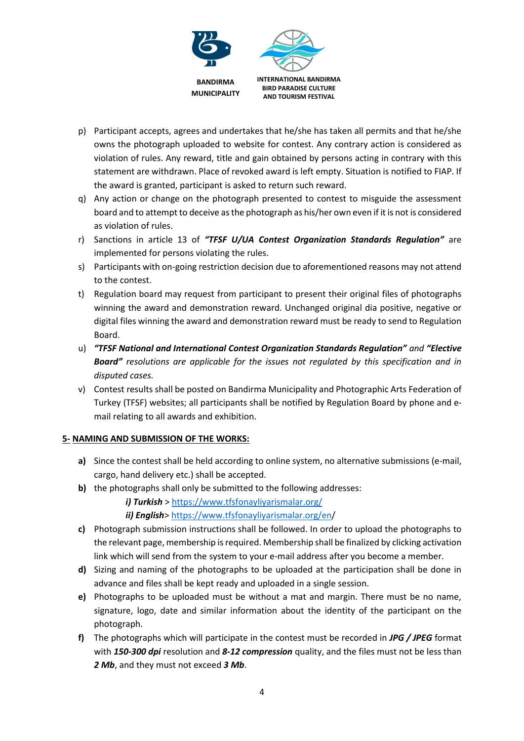p) Participant accepts, agrees and undertakes that he/she has taken all permits and that he/she owns the photograph uploaded to website for contest. Any contrary action is considered as violation of rules. Any reward, title and gain obtained by persons acting in contrary with this statement are withdrawn. Place of revoked award is left empty. Situation is notified to FIAP. If the award is granted, participant is asked to return such reward.

q) Any action or change on the photograph presented to contest to misguide the assessment board and to attempt to deceive as the photograph as his/her own even if it is not is considered as violation of rules.

r) Sanctions in article 13 of ***"TFSF U/UA Contest Organization Standards Regulation"*** are implemented for persons violating the rules.

s) Participants with on-going restriction decision due to aforementioned reasons may not attend to the contest.

t) Regulation board may request from participant to present their original files of photographs winning the award and demonstration reward. Unchanged original dia positive, negative or digital files winning the award and demonstration reward must be ready to send to Regulation Board.

u) ***"TFSF National and International Contest Organization Standards Regulation"*** *and* ***"Elective Board"*** *resolutions are applicable for the issues not regulated by this specification and in disputed cases.*

v) Contest results shall be posted on Bandirma Municipality and Photographic Arts Federation of Turkey (TFSF) websites; all participants shall be notified by Regulation Board by phone and e-mail relating to all awards and exhibition.

**5- NAMING AND SUBMISSION OF THE WORKS:**

**a)** Since the contest shall be held according to online system, no alternative submissions (e-mail, cargo, hand delivery etc.) shall be accepted.

**b)** the photographs shall only be submitted to the following addresses:

***i) Turkish*** > https://www.tfsfonayliyarismalar.org/

***ii) English***> https://www.tfsfonayliyarismalar.org/en/

**c)** Photograph submission instructions shall be followed. In order to upload the photographs to the relevant page, membership is required. Membership shall be finalized by clicking activation link which will send from the system to your e-mail address after you become a member.

**d)** Sizing and naming of the photographs to be uploaded at the participation shall be done in advance and files shall be kept ready and uploaded in a single session.

**e)** Photographs to be uploaded must be without a mat and margin. There must be no name, signature, logo, date and similar information about the identity of the participant on the photograph.

**f)** The photographs which will participate in the contest must be recorded in ***JPG / JPEG*** format with ***150-300 dpi*** resolution and ***8-12 compression*** quality, and the files must not be less than ***2 Mb***, and they must not exceed ***3 Mb***.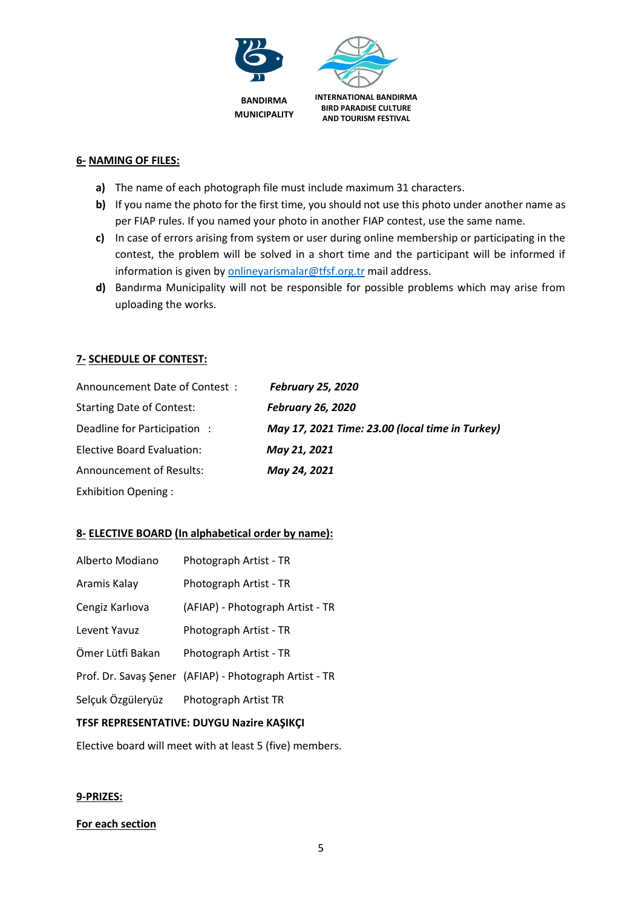## 6- NAMING OF FILES:

- **a)** The name of each photograph file must include maximum 31 characters.
- **b)** If you name the photo for the first time, you should not use this photo under another name as per FIAP rules. If you named your photo in another FIAP contest, use the same name.
- **c)** In case of errors arising from system or user during online membership or participating in the contest, the problem will be solved in a short time and the participant will be informed if information is given by onlineyarismalar@tfsf.org.tr mail address.
- **d)** Bandırma Municipality will not be responsible for possible problems which may arise from uploading the works.

## 7- SCHEDULE OF CONTEST:

| | |
|---|---|
| Announcement Date of Contest : | ***February 25, 2020*** |
| Starting Date of Contest: | ***February 26, 2020*** |
| Deadline for Participation : | ***May 17, 2021 Time: 23.00 (local time in Turkey)*** |
| Elective Board Evaluation: | ***May 21, 2021*** |
| Announcement of Results: | ***May 24, 2021*** |
| Exhibition Opening : | |

## 8- ELECTIVE BOARD (In alphabetical order by name):

| | |
|---|---|
| Alberto Modiano | Photograph Artist - TR |
| Aramis Kalay | Photograph Artist - TR |
| Cengiz Karlıova | (AFIAP) - Photograph Artist - TR |
| Levent Yavuz | Photograph Artist - TR |
| Ömer Lütfi Bakan | Photograph Artist - TR |
| Prof. Dr. Savaş Şener | (AFIAP) - Photograph Artist - TR |
| Selçuk Özgüleryüz | Photograph Artist TR |

**TFSF REPRESENTATIVE: DUYGU Nazire KAŞIKÇI**

Elective board will meet with at least 5 (five) members.

## 9-PRIZES:

**For each section**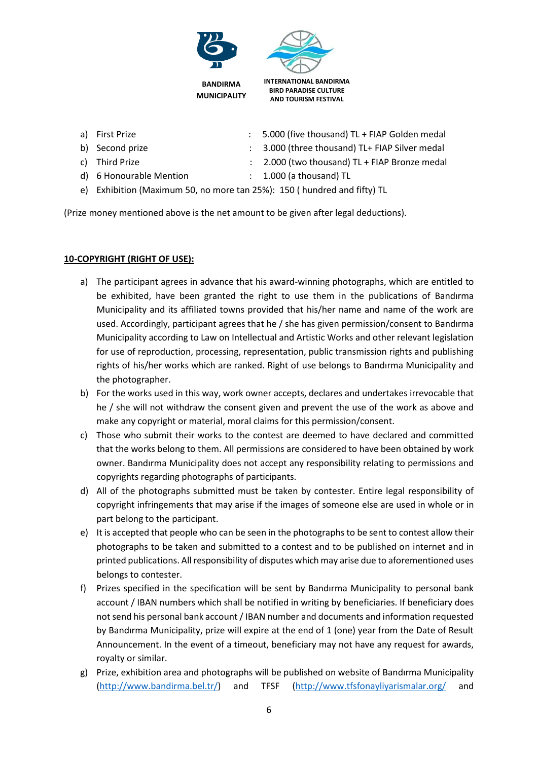a) First Prize : 5.000 (five thousand) TL + FIAP Golden medal
b) Second prize : 3.000 (three thousand) TL+ FIAP Silver medal
c) Third Prize : 2.000 (two thousand) TL + FIAP Bronze medal
d) 6 Honourable Mention : 1.000 (a thousand) TL
e) Exhibition (Maximum 50, no more tan 25%): 150 ( hundred and fifty) TL

(Prize money mentioned above is the net amount to be given after legal deductions).

**10-COPYRIGHT (RIGHT OF USE):**

a) The participant agrees in advance that his award-winning photographs, which are entitled to be exhibited, have been granted the right to use them in the publications of Bandırma Municipality and its affiliated towns provided that his/her name and name of the work are used. Accordingly, participant agrees that he / she has given permission/consent to Bandırma Municipality according to Law on Intellectual and Artistic Works and other relevant legislation for use of reproduction, processing, representation, public transmission rights and publishing rights of his/her works which are ranked. Right of use belongs to Bandırma Municipality and the photographer.

b) For the works used in this way, work owner accepts, declares and undertakes irrevocable that he / she will not withdraw the consent given and prevent the use of the work as above and make any copyright or material, moral claims for this permission/consent.

c) Those who submit their works to the contest are deemed to have declared and committed that the works belong to them. All permissions are considered to have been obtained by work owner. Bandırma Municipality does not accept any responsibility relating to permissions and copyrights regarding photographs of participants.

d) All of the photographs submitted must be taken by contester. Entire legal responsibility of copyright infringements that may arise if the images of someone else are used in whole or in part belong to the participant.

e) It is accepted that people who can be seen in the photographs to be sent to contest allow their photographs to be taken and submitted to a contest and to be published on internet and in printed publications. All responsibility of disputes which may arise due to aforementioned uses belongs to contester.

f) Prizes specified in the specification will be sent by Bandırma Municipality to personal bank account / IBAN numbers which shall be notified in writing by beneficiaries. If beneficiary does not send his personal bank account / IBAN number and documents and information requested by Bandırma Municipality, prize will expire at the end of 1 (one) year from the Date of Result Announcement. In the event of a timeout, beneficiary may not have any request for awards, royalty or similar.

g) Prize, exhibition area and photographs will be published on website of Bandırma Municipality (http://www.bandirma.bel.tr/) and TFSF (http://www.tfsfonayliyarismalar.org/ and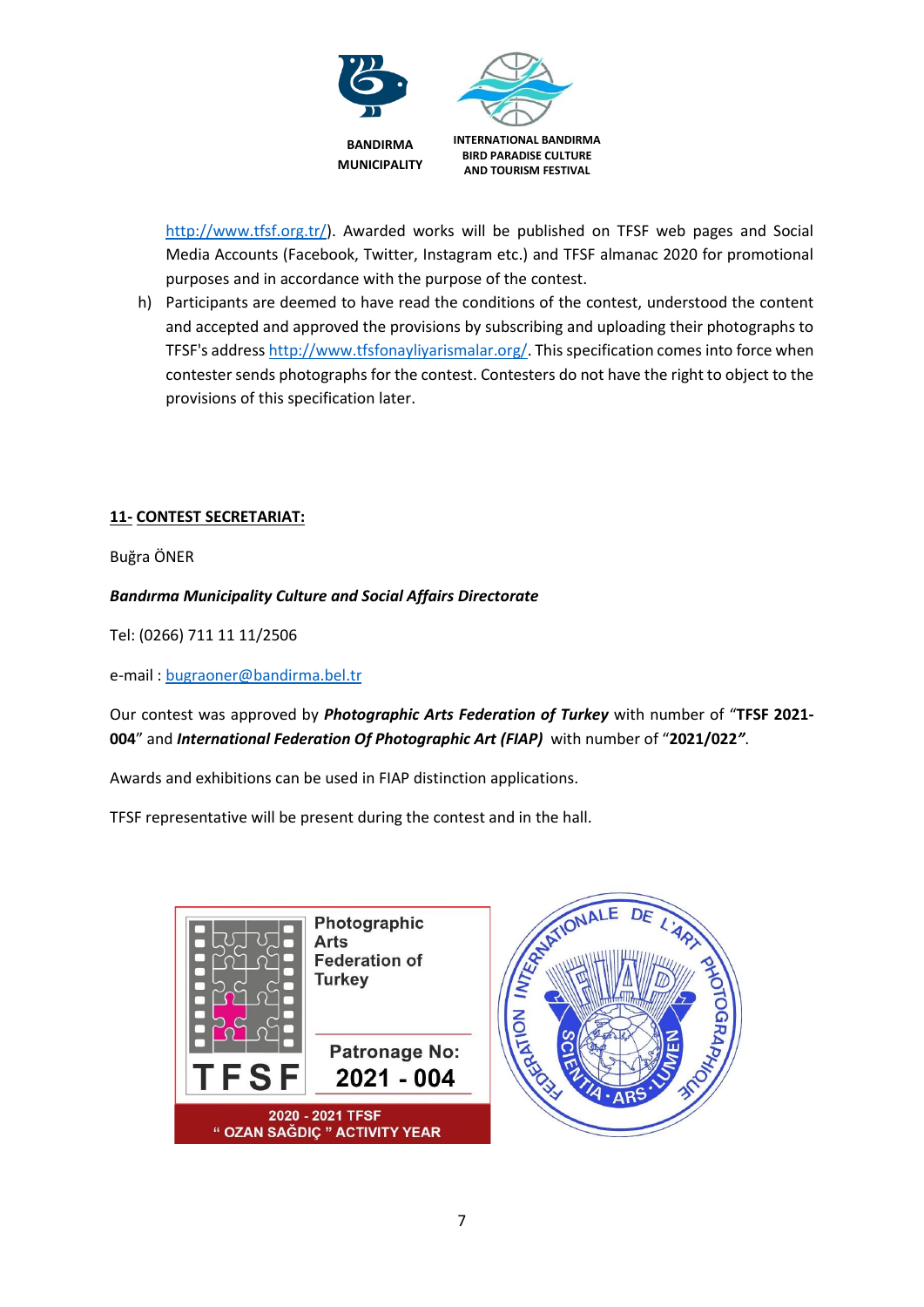BANDIRMA MUNICIPALITY

INTERNATIONAL BANDIRMA BIRD PARADISE CULTURE AND TOURISM FESTIVAL

http://www.tfsf.org.tr/). Awarded works will be published on TFSF web pages and Social Media Accounts (Facebook, Twitter, Instagram etc.) and TFSF almanac 2020 for promotional purposes and in accordance with the purpose of the contest.

h) Participants are deemed to have read the conditions of the contest, understood the content and accepted and approved the provisions by subscribing and uploading their photographs to TFSF's address http://www.tfsfonayliyarismalar.org/. This specification comes into force when contester sends photographs for the contest. Contesters do not have the right to object to the provisions of this specification later.

## 11- CONTEST SECRETARIAT:

Buğra ÖNER

***Bandırma Municipality Culture and Social Affairs Directorate***

Tel: (0266) 711 11 11/2506

e-mail : bugraoner@bandirma.bel.tr

Our contest was approved by ***Photographic Arts Federation of Turkey*** with number of "**TFSF 2021-004**" and ***International Federation Of Photographic Art (FIAP)*** with number of "**2021/022**".

Awards and exhibitions can be used in FIAP distinction applications.

TFSF representative will be present during the contest and in the hall.

Photographic Arts Federation of Turkey

TFSF

Patronage No:
2021 - 004

2020 - 2021 TFSF
" OZAN SAĞDIÇ " ACTIVITY YEAR

FEDERATION INTERNATIONALE DE L'ART PHOTOGRAPHIQUE
FIAP
SCIENTIA · ARS · LUMEN